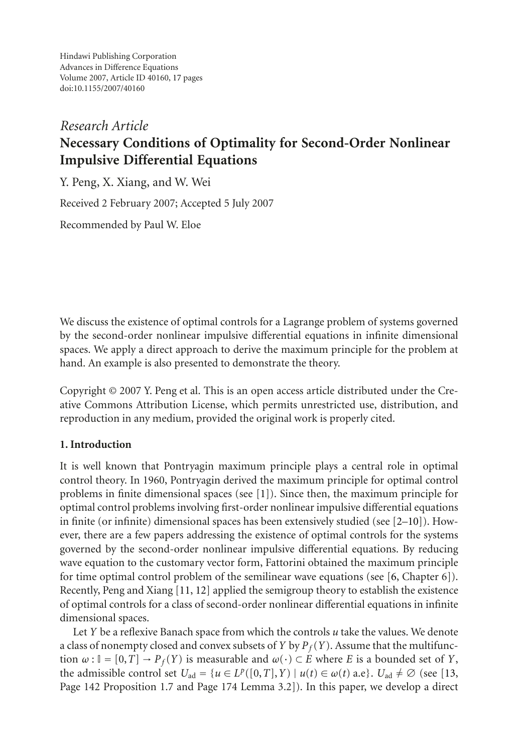Hindawi Publishing Corporation
Advances in Difference Equations
Volume 2007, Article ID 40160, 17 pages
doi:10.1155/2007/40160

*Research Article*

# Necessary Conditions of Optimality for Second-Order Nonlinear Impulsive Differential Equations

Y. Peng, X. Xiang, and W. Wei

Received 2 February 2007; Accepted 5 July 2007

Recommended by Paul W. Eloe

We discuss the existence of optimal controls for a Lagrange problem of systems governed by the second-order nonlinear impulsive differential equations in infinite dimensional spaces. We apply a direct approach to derive the maximum principle for the problem at hand. An example is also presented to demonstrate the theory.

Copyright © 2007 Y. Peng et al. This is an open access article distributed under the Creative Commons Attribution License, which permits unrestricted use, distribution, and reproduction in any medium, provided the original work is properly cited.

## 1. Introduction

It is well known that Pontryagin maximum principle plays a central role in optimal control theory. In 1960, Pontryagin derived the maximum principle for optimal control problems in finite dimensional spaces (see [1]). Since then, the maximum principle for optimal control problems involving first-order nonlinear impulsive differential equations in finite (or infinite) dimensional spaces has been extensively studied (see [2–10]). However, there are a few papers addressing the existence of optimal controls for the systems governed by the second-order nonlinear impulsive differential equations. By reducing wave equation to the customary vector form, Fattorini obtained the maximum principle for time optimal control problem of the semilinear wave equations (see [6, Chapter 6]). Recently, Peng and Xiang [11, 12] applied the semigroup theory to establish the existence of optimal controls for a class of second-order nonlinear differential equations in infinite dimensional spaces.

Let $Y$ be a reflexive Banach space from which the controls $u$ take the values. We denote a class of nonempty closed and convex subsets of $Y$ by $P_f(Y)$. Assume that the multifunction $\omega : \mathbb{I} = [0,T] \to P_f(Y)$ is measurable and $\omega(\cdot) \subset E$ where $E$ is a bounded set of $Y$, the admissible control set $U_{\text{ad}} = \{u \in L^p([0,T],Y) \mid u(t) \in \omega(t) \text{ a.e}\}$. $U_{\text{ad}} \neq \varnothing$ (see [13, Page 142 Proposition 1.7 and Page 174 Lemma 3.2]). In this paper, we develop a direct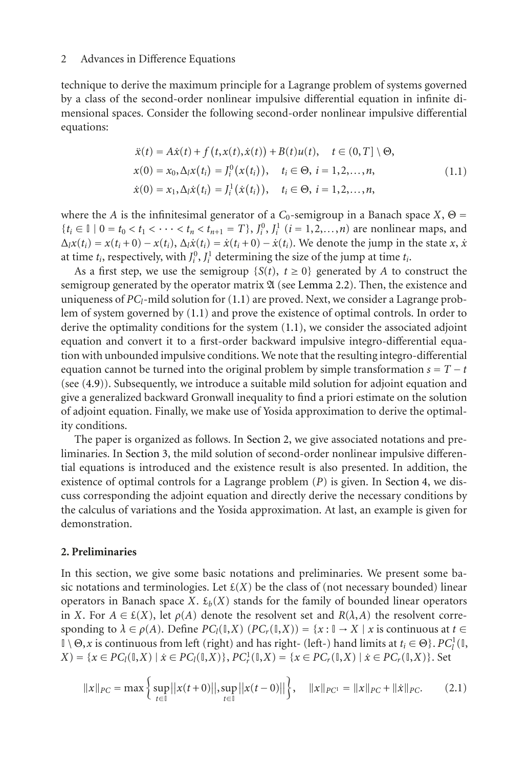technique to derive the maximum principle for a Lagrange problem of systems governed by a class of the second-order nonlinear impulsive differential equation in infinite dimensional spaces. Consider the following second-order nonlinear impulsive differential equations:

$$
\begin{aligned}
&\ddot{x}(t) = A\dot{x}(t) + f(t, x(t), \dot{x}(t)) + B(t)u(t), \quad t \in (0, T] \setminus \Theta, \\
&x(0) = x_0, \Delta_l x(t_i) = J_i^0(x(t_i)), \quad t_i \in \Theta,\ i = 1, 2, \ldots, n, \\
&\dot{x}(0) = x_1, \Delta_l \dot{x}(t_i) = J_i^1(\dot{x}(t_i)), \quad t_i \in \Theta,\ i = 1, 2, \ldots, n,
\end{aligned}
\tag{1.1}
$$

where the $A$ is the infinitesimal generator of a $C_0$-semigroup in a Banach space $X$, $\Theta = \{t_i \in \mathbb{I} \mid 0 = t_0 < t_1 < \cdots < t_n < t_{n+1} = T\}$, $J_i^0$, $J_i^1$ $(i = 1, 2, \ldots, n)$ are nonlinear maps, and $\Delta_l x(t_i) = x(t_i + 0) - x(t_i)$, $\Delta_l \dot{x}(t_i) = \dot{x}(t_i + 0) - \dot{x}(t_i)$. We denote the jump in the state $x$, $\dot{x}$ at time $t_i$, respectively, with $J_i^0$, $J_i^1$ determining the size of the jump at time $t_i$.

As a first step, we use the semigroup $\{S(t),\ t \geq 0\}$ generated by $A$ to construct the semigroup generated by the operator matrix $\mathfrak{A}$ (see Lemma 2.2). Then, the existence and uniqueness of $PC_l$-mild solution for (1.1) are proved. Next, we consider a Lagrange problem of system governed by (1.1) and prove the existence of optimal controls. In order to derive the optimality conditions for the system (1.1), we consider the associated adjoint equation and convert it to a first-order backward impulsive integro-differential equation with unbounded impulsive conditions. We note that the resulting integro-differential equation cannot be turned into the original problem by simple transformation $s = T - t$ (see (4.9)). Subsequently, we introduce a suitable mild solution for adjoint equation and give a generalized backward Gronwall inequality to find a priori estimate on the solution of adjoint equation. Finally, we make use of Yosida approximation to derive the optimality conditions.

The paper is organized as follows. In Section 2, we give associated notations and preliminaries. In Section 3, the mild solution of second-order nonlinear impulsive differential equations is introduced and the existence result is also presented. In addition, the existence of optimal controls for a Lagrange problem $(P)$ is given. In Section 4, we discuss corresponding the adjoint equation and directly derive the necessary conditions by the calculus of variations and the Yosida approximation. At last, an example is given for demonstration.

## 2. Preliminaries

In this section, we give some basic notations and preliminaries. We present some basic notations and terminologies. Let $\pounds(X)$ be the class of (not necessary bounded) linear operators in Banach space $X$. $\pounds_b(X)$ stands for the family of bounded linear operators in $X$. For $A \in \pounds(X)$, let $\rho(A)$ denote the resolvent set and $R(\lambda, A)$ the resolvent corresponding to $\lambda \in \rho(A)$. Define $PC_l(\mathbb{I}, X)$ $(PC_r(\mathbb{I}, X)) = \{x : \mathbb{I} \to X \mid x$ is continuous at $t \in \mathbb{I} \setminus \Theta$, $x$ is continuous from left (right) and has right- (left-) hand limits at $t_i \in \Theta\}$. $PC_l^1(\mathbb{I}, X) = \{x \in PC_l(\mathbb{I}, X) \mid \dot{x} \in PC_l(\mathbb{I}, X)\}$, $PC_r^1(\mathbb{I}, X) = \{x \in PC_r(\mathbb{I}, X) \mid \dot{x} \in PC_r(\mathbb{I}, X)\}$. Set

$$
\|x\|_{PC} = \max\left\{ \sup_{t \in \mathbb{I}} \|x(t+0)\|, \sup_{t \in \mathbb{I}} \|x(t-0)\| \right\}, \quad \|x\|_{PC^1} = \|x\|_{PC} + \|\dot{x}\|_{PC}.
\tag{2.1}
$$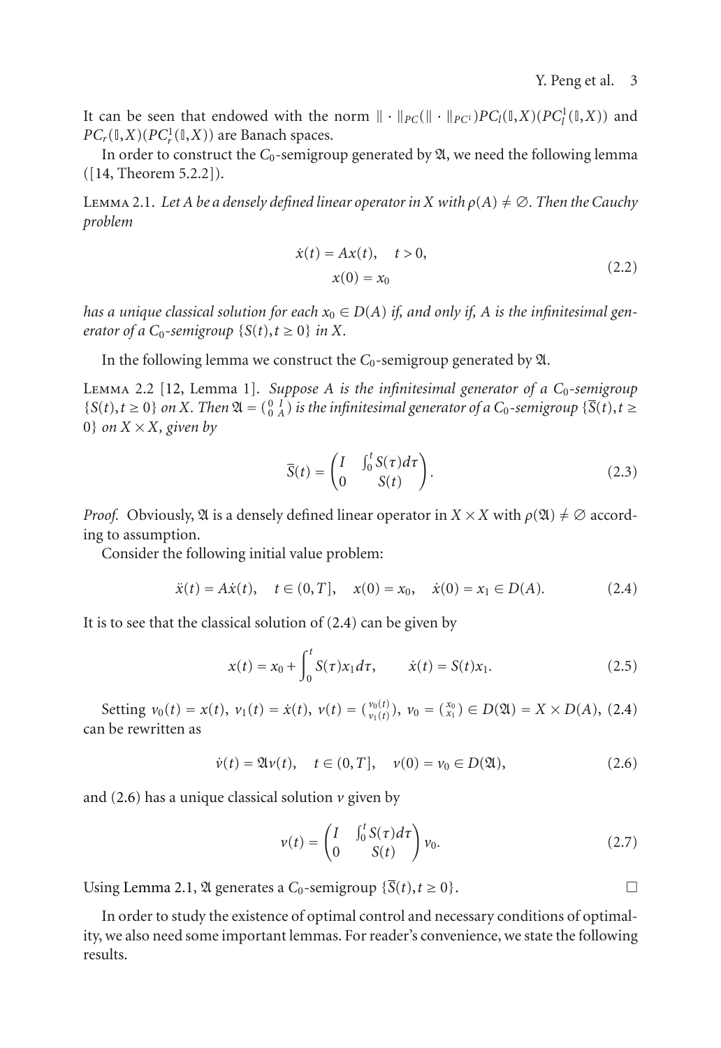It can be seen that endowed with the norm $\|\cdot\|_{PC}(\|\cdot\|_{PC^1})PC_l(\mathbb{I},X)(PC_l^1(\mathbb{I},X))$ and $PC_r(\mathbb{I},X)(PC_r^1(\mathbb{I},X))$ are Banach spaces.

In order to construct the $C_0$-semigroup generated by $\mathfrak{A}$, we need the following lemma ([14, Theorem 5.2.2]).

Lemma 2.1. *Let $A$ be a densely defined linear operator in $X$ with $\rho(A) \neq \emptyset$. Then the Cauchy problem*

$$\begin{aligned} \dot{x}(t) &= Ax(t), \quad t > 0, \\ x(0) &= x_0 \end{aligned} \tag{2.2}$$

*has a unique classical solution for each $x_0 \in D(A)$ if, and only if, $A$ is the infinitesimal generator of a $C_0$-semigroup $\{S(t), t \geq 0\}$ in $X$.*

In the following lemma we construct the $C_0$-semigroup generated by $\mathfrak{A}$.

Lemma 2.2 [12, Lemma 1]. *Suppose $A$ is the infinitesimal generator of a $C_0$-semigroup $\{S(t), t \geq 0\}$ on $X$. Then $\mathfrak{A} = \begin{pmatrix} 0 & I \\ 0 & A \end{pmatrix}$ is the infinitesimal generator of a $C_0$-semigroup $\{\overline{S}(t), t \geq 0\}$ on $X \times X$, given by*

$$\overline{S}(t) = \begin{pmatrix} I & \int_0^t S(\tau)d\tau \\ 0 & S(t) \end{pmatrix}. \tag{2.3}$$

*Proof.* Obviously, $\mathfrak{A}$ is a densely defined linear operator in $X \times X$ with $\rho(\mathfrak{A}) \neq \emptyset$ according to assumption.

Consider the following initial value problem:

$$\ddot{x}(t) = A\dot{x}(t), \quad t \in (0, T], \quad x(0) = x_0, \quad \dot{x}(0) = x_1 \in D(A). \tag{2.4}$$

It is to see that the classical solution of (2.4) can be given by

$$x(t) = x_0 + \int_0^t S(\tau)x_1 d\tau, \qquad \dot{x}(t) = S(t)x_1. \tag{2.5}$$

Setting $v_0(t) = x(t)$, $v_1(t) = \dot{x}(t)$, $v(t) = \begin{pmatrix} v_0(t) \\ v_1(t) \end{pmatrix}$, $v_0 = \begin{pmatrix} x_0 \\ x_1 \end{pmatrix} \in D(\mathfrak{A}) = X \times D(A)$, (2.4) can be rewritten as

$$\dot{v}(t) = \mathfrak{A}v(t), \quad t \in (0, T], \quad v(0) = v_0 \in D(\mathfrak{A}), \tag{2.6}$$

and (2.6) has a unique classical solution $v$ given by

$$v(t) = \begin{pmatrix} I & \int_0^t S(\tau)d\tau \\ 0 & S(t) \end{pmatrix} v_0. \tag{2.7}$$

Using Lemma 2.1, $\mathfrak{A}$ generates a $C_0$-semigroup $\{\overline{S}(t), t \geq 0\}$. □

In order to study the existence of optimal control and necessary conditions of optimality, we also need some important lemmas. For reader's convenience, we state the following results.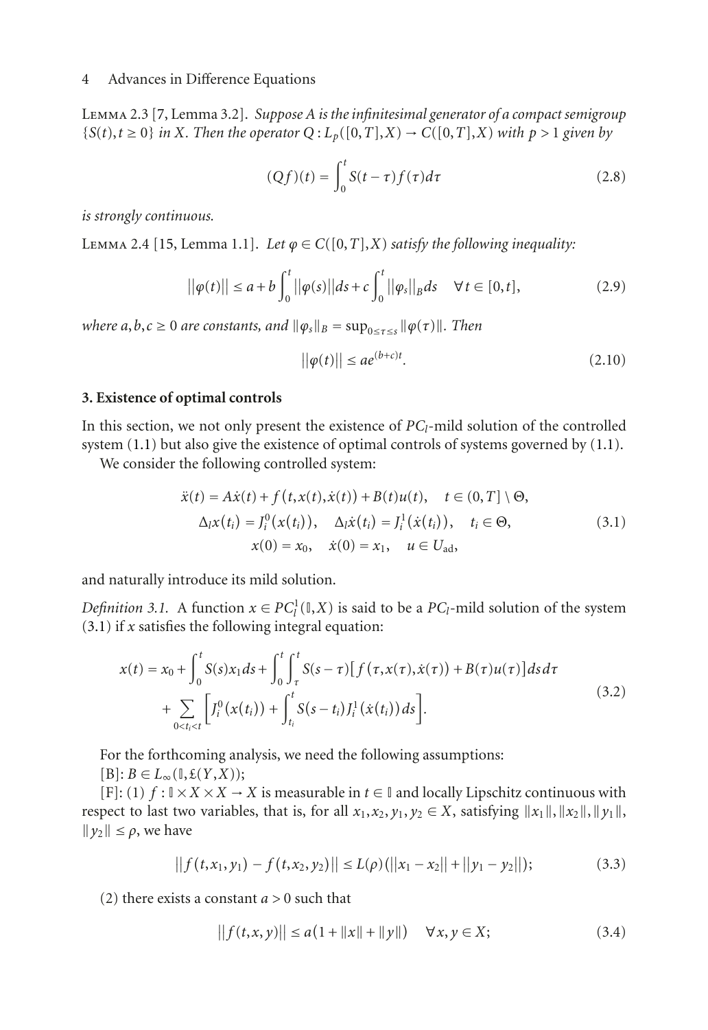Lemma 2.3 [7, Lemma 3.2]. *Suppose $A$ is the infinitesimal generator of a compact semigroup $\{S(t), t \geq 0\}$ in $X$. Then the operator $Q : L_p([0,T],X) \to C([0,T],X)$ with $p > 1$ given by*

$$(Qf)(t) = \int_0^t S(t-\tau) f(\tau) d\tau \tag{2.8}$$

*is strongly continuous.*

Lemma 2.4 [15, Lemma 1.1]. *Let $\varphi \in C([0,T],X)$ satisfy the following inequality:*

$$||\varphi(t)|| \leq a + b\int_0^t ||\varphi(s)|| ds + c\int_0^t ||\varphi_s||_B ds \quad \forall t \in [0,t], \tag{2.9}$$

*where $a, b, c \geq 0$ are constants, and $\|\varphi_s\|_B = \sup_{0 \leq \tau \leq s} \|\varphi(\tau)\|$. Then*

$$||\varphi(t)|| \leq a e^{(b+c)t}. \tag{2.10}$$

## 3. Existence of optimal controls

In this section, we not only present the existence of $PC_l$-mild solution of the controlled system (1.1) but also give the existence of optimal controls of systems governed by (1.1).

We consider the following controlled system:

$$\begin{gathered}
\ddot{x}(t) = A\dot{x}(t) + f(t, x(t), \dot{x}(t)) + B(t)u(t), \quad t \in (0,T] \setminus \Theta, \\
\Delta_l x(t_i) = J_i^0(x(t_i)), \quad \Delta_l \dot{x}(t_i) = J_i^1(\dot{x}(t_i)), \quad t_i \in \Theta, \\
x(0) = x_0, \quad \dot{x}(0) = x_1, \quad u \in U_{\text{ad}},
\end{gathered} \tag{3.1}$$

and naturally introduce its mild solution.

*Definition 3.1.* A function $x \in PC_l^1(\mathbb{I}, X)$ is said to be a $PC_l$-mild solution of the system (3.1) if $x$ satisfies the following integral equation:

$$\begin{aligned}
x(t) = x_0 &+ \int_0^t S(s)x_1 ds + \int_0^t \int_\tau^t S(s-\tau)\left[f(\tau, x(\tau), \dot{x}(\tau)) + B(\tau)u(\tau)\right] ds\, d\tau \\
&+ \sum_{0 < t_i < t} \left[J_i^0(x(t_i)) + \int_{t_i}^t S(s-t_i) J_i^1(\dot{x}(t_i)) ds\right].
\end{aligned} \tag{3.2}$$

For the forthcoming analysis, we need the following assumptions:

[B]: $B \in L_\infty(\mathbb{I}, \pounds(Y,X))$;

[F]: (1) $f : \mathbb{I} \times X \times X \to X$ is measurable in $t \in \mathbb{I}$ and locally Lipschitz continuous with respect to last two variables, that is, for all $x_1, x_2, y_1, y_2 \in X$, satisfying $\|x_1\|, \|x_2\|, \|y_1\|, \|y_2\| \leq \rho$, we have

$$||f(t,x_1,y_1) - f(t,x_2,y_2)|| \leq L(\rho)(||x_1 - x_2|| + ||y_1 - y_2||); \tag{3.3}$$

(2) there exists a constant $a > 0$ such that

$$||f(t,x,y)|| \leq a(1 + \|x\| + \|y\|) \quad \forall x, y \in X; \tag{3.4}$$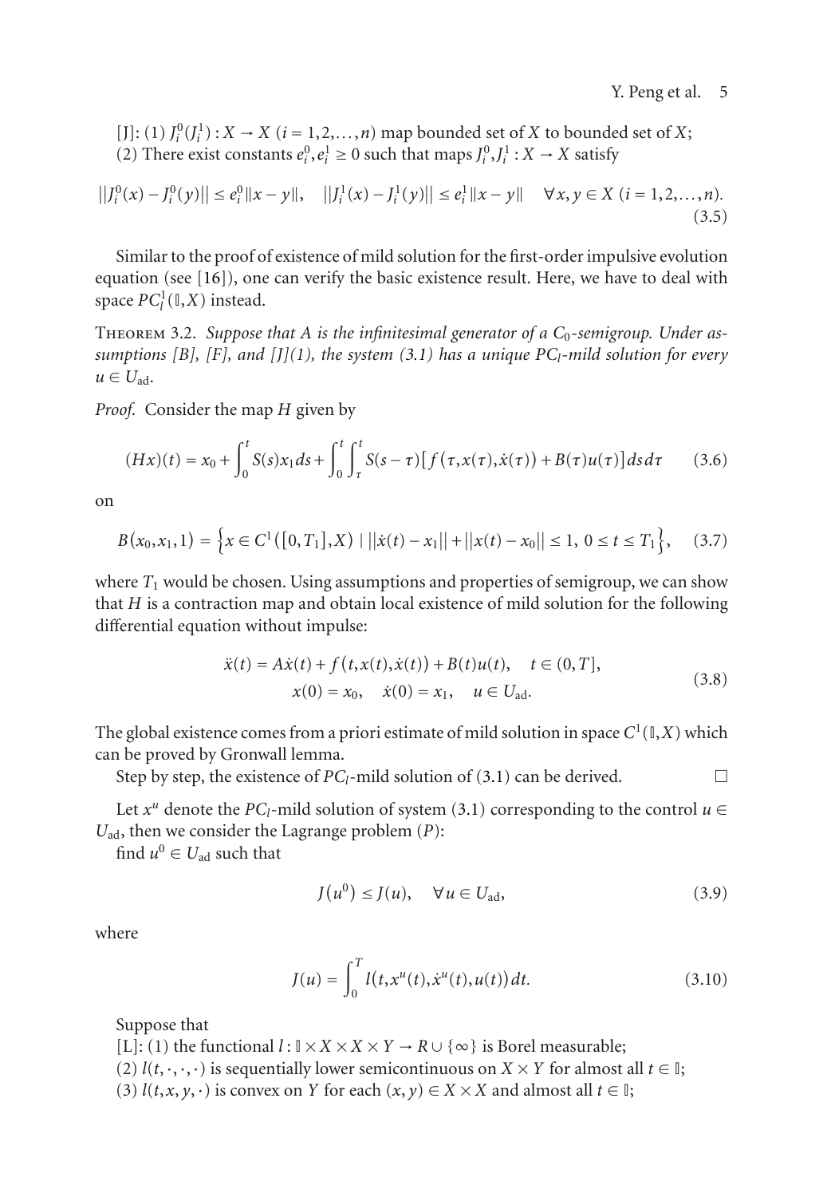[J]: (1) $J_i^0(J_i^1): X \to X$ $(i = 1,2,\ldots,n)$ map bounded set of $X$ to bounded set of $X$;
(2) There exist constants $e_i^0, e_i^1 \geq 0$ such that maps $J_i^0, J_i^1 : X \to X$ satisfy

$$\left\|J_i^0(x) - J_i^0(y)\right\| \leq e_i^0 \|x - y\|, \quad \left\|J_i^1(x) - J_i^1(y)\right\| \leq e_i^1 \|x - y\| \quad \forall x, y \in X \ (i = 1,2,\ldots,n). \tag{3.5}$$

Similar to the proof of existence of mild solution for the first-order impulsive evolution equation (see [16]), one can verify the basic existence result. Here, we have to deal with space $PC_l^1(\mathbb{I}, X)$ instead.

**Theorem 3.2.** *Suppose that $A$ is the infinitesimal generator of a $C_0$-semigroup. Under assumptions [B], [F], and [J](1), the system (3.1) has a unique $PC_l$-mild solution for every $u \in U_{\text{ad}}$.*

*Proof.* Consider the map $H$ given by

$$(Hx)(t) = x_0 + \int_0^t S(s)x_1 ds + \int_0^t \int_\tau^t S(s-\tau)\left[f\left(\tau, x(\tau), \dot{x}(\tau)\right) + B(\tau)u(\tau)\right] ds\, d\tau \tag{3.6}$$

on

$$B\left(x_0, x_1, 1\right) = \left\{x \in C^1\left(\left[0, T_1\right], X\right) \mid \left\|\dot{x}(t) - x_1\right\| + \left\|x(t) - x_0\right\| \leq 1,\ 0 \leq t \leq T_1\right\}, \tag{3.7}$$

where $T_1$ would be chosen. Using assumptions and properties of semigroup, we can show that $H$ is a contraction map and obtain local existence of mild solution for the following differential equation without impulse:

$$\begin{gathered}
\ddot{x}(t) = A\dot{x}(t) + f\left(t, x(t), \dot{x}(t)\right) + B(t)u(t), \quad t \in (0, T], \\
x(0) = x_0, \quad \dot{x}(0) = x_1, \quad u \in U_{\text{ad}}.
\end{gathered} \tag{3.8}$$

The global existence comes from a priori estimate of mild solution in space $C^1(\mathbb{I}, X)$ which can be proved by Gronwall lemma.

Step by step, the existence of $PC_l$-mild solution of (3.1) can be derived. $\square$

Let $x^u$ denote the $PC_l$-mild solution of system (3.1) corresponding to the control $u \in U_{\text{ad}}$, then we consider the Lagrange problem $(P)$:

find $u^0 \in U_{\text{ad}}$ such that

$$J\left(u^0\right) \leq J(u), \quad \forall u \in U_{\text{ad}}, \tag{3.9}$$

where

$$J(u) = \int_0^T l\left(t, x^u(t), \dot{x}^u(t), u(t)\right) dt. \tag{3.10}$$

Suppose that

[L]: (1) the functional $l : \mathbb{I} \times X \times X \times Y \to R \cup \{\infty\}$ is Borel measurable;
(2) $l(t, \cdot, \cdot, \cdot)$ is sequentially lower semicontinuous on $X \times Y$ for almost all $t \in \mathbb{I}$;
(3) $l(t, x, y, \cdot)$ is convex on $Y$ for each $(x, y) \in X \times X$ and almost all $t \in \mathbb{I}$;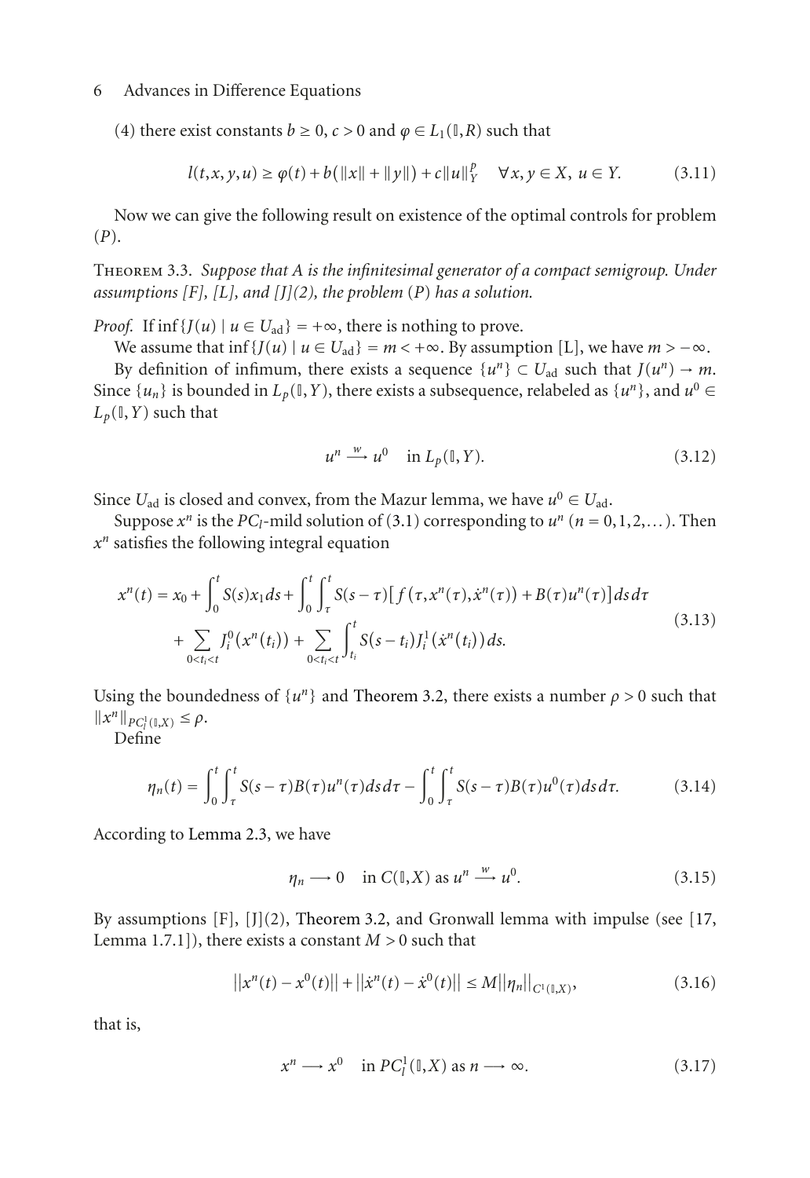(4) there exist constants $b \geq 0$, $c > 0$ and $\varphi \in L_1(\mathbb{I}, R)$ such that

$$l(t,x,y,u) \geq \varphi(t) + b(\|x\| + \|y\|) + c\|u\|_Y^p \quad \forall x, y \in X,\ u \in Y. \tag{3.11}$$

Now we can give the following result on existence of the optimal controls for problem $(P)$.

Theorem 3.3. *Suppose that $A$ is the infinitesimal generator of a compact semigroup. Under assumptions [F], [L], and [J](2), the problem $(P)$ has a solution.*

*Proof.* If $\inf\{J(u) \mid u \in U_{\text{ad}}\} = +\infty$, there is nothing to prove.

We assume that $\inf\{J(u) \mid u \in U_{\text{ad}}\} = m < +\infty$. By assumption [L], we have $m > -\infty$.

By definition of infimum, there exists a sequence $\{u^n\} \subset U_{\text{ad}}$ such that $J(u^n) \to m$. Since $\{u_n\}$ is bounded in $L_p(\mathbb{I}, Y)$, there exists a subsequence, relabeled as $\{u^n\}$, and $u^0 \in L_p(\mathbb{I}, Y)$ such that

$$u^n \xrightarrow{w} u^0 \quad \text{in } L_p(\mathbb{I}, Y). \tag{3.12}$$

Since $U_{\text{ad}}$ is closed and convex, from the Mazur lemma, we have $u^0 \in U_{\text{ad}}$.

Suppose $x^n$ is the $PC_l$-mild solution of (3.1) corresponding to $u^n$ $(n = 0, 1, 2, \ldots)$. Then $x^n$ satisfies the following integral equation

$$\begin{aligned} x^n(t) = x_0 &+ \int_0^t S(s)x_1 ds + \int_0^t \int_\tau^t S(s-\tau)\left[f\left(\tau, x^n(\tau), \dot{x}^n(\tau)\right) + B(\tau)u^n(\tau)\right] ds\, d\tau \\ &+ \sum_{0<t_i<t} J_i^0\left(x^n(t_i)\right) + \sum_{0<t_i<t} \int_{t_i}^t S(s-t_i) J_i^1\left(\dot{x}^n(t_i)\right) ds. \end{aligned} \tag{3.13}$$

Using the boundedness of $\{u^n\}$ and Theorem 3.2, there exists a number $\rho > 0$ such that $\|x^n\|_{PC_l^1(\mathbb{I},X)} \leq \rho$.

Define

$$\eta_n(t) = \int_0^t \int_\tau^t S(s-\tau)B(\tau)u^n(\tau) ds\, d\tau - \int_0^t \int_\tau^t S(s-\tau)B(\tau)u^0(\tau) ds\, d\tau. \tag{3.14}$$

According to Lemma 2.3, we have

$$\eta_n \longrightarrow 0 \quad \text{in } C(\mathbb{I}, X) \text{ as } u^n \xrightarrow{w} u^0. \tag{3.15}$$

By assumptions [F], [J](2), Theorem 3.2, and Gronwall lemma with impulse (see [17, Lemma 1.7.1]), there exists a constant $M > 0$ such that

$$\left\|x^n(t) - x^0(t)\right\| + \left\|\dot{x}^n(t) - \dot{x}^0(t)\right\| \leq M\left\|\eta_n\right\|_{C^1(\mathbb{I},X)}, \tag{3.16}$$

that is,

$$x^n \longrightarrow x^0 \quad \text{in } PC_l^1(\mathbb{I}, X) \text{ as } n \longrightarrow \infty. \tag{3.17}$$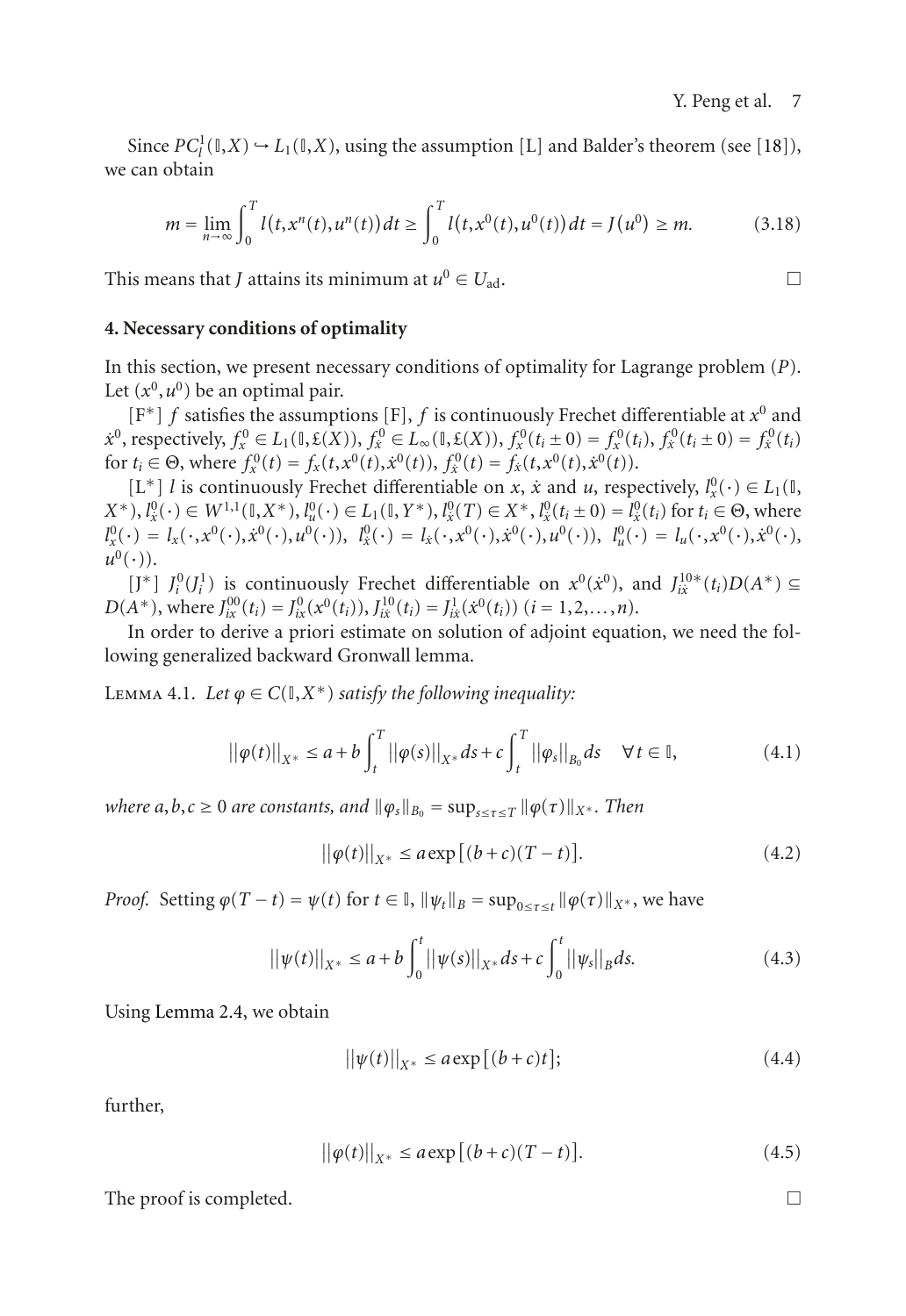Since $PC_l^1(\mathbb{I},X) \hookrightarrow L_1(\mathbb{I},X)$, using the assumption [L] and Balder's theorem (see [18]), we can obtain

$$m = \lim_{n\to\infty} \int_0^T l(t,x^n(t),u^n(t))\,dt \geq \int_0^T l(t,x^0(t),u^0(t))\,dt = J(u^0) \geq m. \tag{3.18}$$

This means that $J$ attains its minimum at $u^0 \in U_{\text{ad}}$. $\square$

## 4. Necessary conditions of optimality

In this section, we present necessary conditions of optimality for Lagrange problem $(P)$. Let $(x^0,u^0)$ be an optimal pair.

[F*] $f$ satisfies the assumptions [F], $f$ is continuously Frechet differentiable at $x^0$ and $\dot{x}^0$, respectively, $f_x^0 \in L_1(\mathbb{I},\mathfrak{L}(X))$, $f_{\dot{x}}^0 \in L_\infty(\mathbb{I},\mathfrak{L}(X))$, $f_x^0(t_i \pm 0) = f_x^0(t_i)$, $f_{\dot{x}}^0(t_i \pm 0) = f_{\dot{x}}^0(t_i)$ for $t_i \in \Theta$, where $f_x^0(t) = f_x(t,x^0(t),\dot{x}^0(t))$, $f_{\dot{x}}^0(t) = f_{\dot{x}}(t,x^0(t),\dot{x}^0(t))$.

[L*] $l$ is continuously Frechet differentiable on $x$, $\dot{x}$ and $u$, respectively, $l_x^0(\cdot) \in L_1(\mathbb{I}, X^*)$, $l_{\dot{x}}^0(\cdot) \in W^{1,1}(\mathbb{I},X^*)$, $l_u^0(\cdot) \in L_1(\mathbb{I},Y^*)$, $l_{\dot{x}}^0(T) \in X^*$, $l_{\dot{x}}^0(t_i \pm 0) = l_{\dot{x}}^0(t_i)$ for $t_i \in \Theta$, where $l_x^0(\cdot) = l_x(\cdot,x^0(\cdot),\dot{x}^0(\cdot),u^0(\cdot))$, $l_{\dot{x}}^0(\cdot) = l_{\dot{x}}(\cdot,x^0(\cdot),\dot{x}^0(\cdot),u^0(\cdot))$, $l_u^0(\cdot) = l_u(\cdot,x^0(\cdot),\dot{x}^0(\cdot), u^0(\cdot))$.

[J*] $J_i^0(J_i^1)$ is continuously Frechet differentiable on $x^0(\dot{x}^0)$, and $J_{i\dot{x}}^{10*}(t_i)D(A^*) \subseteq D(A^*)$, where $J_{ix}^{00}(t_i) = J_{ix}^0(x^0(t_i))$, $J_{i\dot{x}}^{10}(t_i) = J_{i\dot{x}}^1(\dot{x}^0(t_i))$ $(i = 1,2,\ldots,n)$.

In order to derive a priori estimate on solution of adjoint equation, we need the following generalized backward Gronwall lemma.

**Lemma 4.1.** *Let $\varphi \in C(\mathbb{I},X^*)$ satisfy the following inequality:*

$$\|\varphi(t)\|_{X^*} \leq a + b\int_t^T \|\varphi(s)\|_{X^*}\,ds + c\int_t^T \|\varphi_s\|_{B_0}\,ds \quad \forall t \in \mathbb{I}, \tag{4.1}$$

*where $a,b,c \geq 0$ are constants, and $\|\varphi_s\|_{B_0} = \sup_{s\leq\tau\leq T}\|\varphi(\tau)\|_{X^*}$. Then*

$$\|\varphi(t)\|_{X^*} \leq a\exp\left[(b+c)(T-t)\right]. \tag{4.2}$$

*Proof.* Setting $\varphi(T-t) = \psi(t)$ for $t \in \mathbb{I}$, $\|\psi_t\|_B = \sup_{0\leq\tau\leq t}\|\varphi(\tau)\|_{X^*}$, we have

$$\|\psi(t)\|_{X^*} \leq a + b\int_0^t \|\psi(s)\|_{X^*}\,ds + c\int_0^t \|\psi_s\|_B\,ds. \tag{4.3}$$

Using Lemma 2.4, we obtain

$$\|\psi(t)\|_{X^*} \leq a\exp\left[(b+c)t\right]; \tag{4.4}$$

further,

$$\|\varphi(t)\|_{X^*} \leq a\exp\left[(b+c)(T-t)\right]. \tag{4.5}$$

The proof is completed. $\square$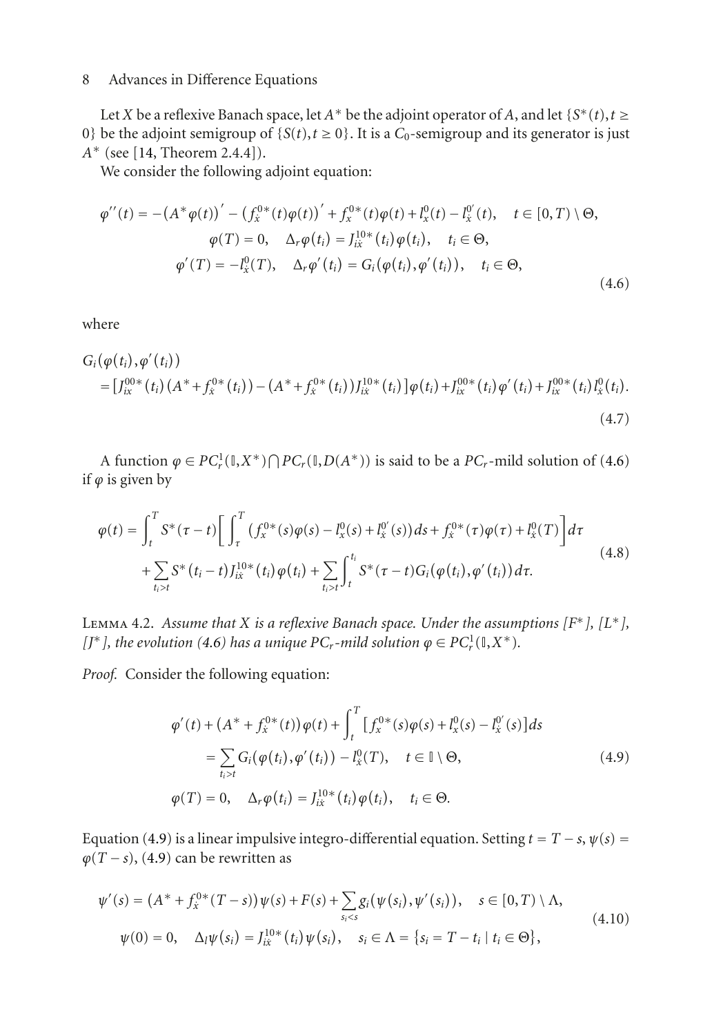Let $X$ be a reflexive Banach space, let $A^*$ be the adjoint operator of $A$, and let $\{S^*(t), t \geq 0\}$ be the adjoint semigroup of $\{S(t), t \geq 0\}$. It is a $C_0$-semigroup and its generator is just $A^*$ (see [14, Theorem 2.4.4]).

We consider the following adjoint equation:

$$
\begin{gathered}
\varphi''(t) = -\left(A^*\varphi(t)\right)' - \left(f_{\dot{x}}^{0*}(t)\varphi(t)\right)' + f_x^{0*}(t)\varphi(t) + l_x^0(t) - l_{\dot{x}}^{0'}(t), \quad t \in [0,T) \setminus \Theta, \\
\varphi(T) = 0, \quad \Delta_r \varphi(t_i) = J_{ix}^{10*}(t_i)\varphi(t_i), \quad t_i \in \Theta, \\
\varphi'(T) = -l_{\dot{x}}^0(T), \quad \Delta_r \varphi'(t_i) = G_i\left(\varphi(t_i), \varphi'(t_i)\right), \quad t_i \in \Theta,
\end{gathered}
\tag{4.6}
$$

where

$$
\begin{aligned}
&G_i\left(\varphi(t_i), \varphi'(t_i)\right) \\
&\quad = \left[J_{ix}^{00*}(t_i)\left(A^* + f_{\dot{x}}^{0*}(t_i)\right) - \left(A^* + f_{\dot{x}}^{0*}(t_i)\right)J_{ix}^{10*}(t_i)\right]\varphi(t_i) + J_{ix}^{00*}(t_i)\varphi'(t_i) + J_{ix}^{00*}(t_i)l_{\dot{x}}^0(t_i).
\end{aligned}
\tag{4.7}
$$

A function $\varphi \in PC_r^1(\mathbb{I}, X^*) \bigcap PC_r(\mathbb{I}, D(A^*))$ is said to be a $PC_r$-mild solution of (4.6) if $\varphi$ is given by

$$
\begin{aligned}
\varphi(t) = &\int_t^T S^*(\tau - t)\left[\int_\tau^T \left(f_x^{0*}(s)\varphi(s) - l_x^0(s) + l_{\dot{x}}^{0'}(s)\right)ds + f_{\dot{x}}^{0*}(\tau)\varphi(\tau) + l_{\dot{x}}^0(T)\right]d\tau \\
&+ \sum_{t_i > t} S^*(t_i - t)J_{ix}^{10*}(t_i)\varphi(t_i) + \sum_{t_i > t}\int_t^{t_i} S^*(\tau - t)G_i\left(\varphi(t_i), \varphi'(t_i)\right)d\tau.
\end{aligned}
\tag{4.8}
$$

Lemma 4.2. *Assume that $X$ is a reflexive Banach space. Under the assumptions [F*], [L*], [J*], the evolution (4.6) has a unique $PC_r$-mild solution $\varphi \in PC_r^1(\mathbb{I}, X^*)$.*

*Proof.* Consider the following equation:

$$
\begin{aligned}
\varphi'(t) + \left(A^* + f_{\dot{x}}^{0*}(t)\right)\varphi(t) &+ \int_t^T \left[f_x^{0*}(s)\varphi(s) + l_x^0(s) - l_{\dot{x}}^{0'}(s)\right]ds \\
&= \sum_{t_i > t} G_i\left(\varphi(t_i), \varphi'(t_i)\right) - l_{\dot{x}}^0(T), \quad t \in \mathbb{I} \setminus \Theta, \\
\varphi(T) = 0, \quad &\Delta_r \varphi(t_i) = J_{ix}^{10*}(t_i)\varphi(t_i), \quad t_i \in \Theta.
\end{aligned}
\tag{4.9}
$$

Equation (4.9) is a linear impulsive integro-differential equation. Setting $t = T - s$, $\psi(s) = \varphi(T - s)$, (4.9) can be rewritten as

$$
\begin{aligned}
\psi'(s) &= \left(A^* + f_{\dot{x}}^{0*}(T - s)\right)\psi(s) + F(s) + \sum_{s_i < s} g_i\left(\psi(s_i), \psi'(s_i)\right), \quad s \in [0,T) \setminus \Lambda, \\
\psi(0) &= 0, \quad \Delta_l \psi(s_i) = J_{ix}^{10*}(t_i)\psi(s_i), \quad s_i \in \Lambda = \{s_i = T - t_i \mid t_i \in \Theta\},
\end{aligned}
\tag{4.10}
$$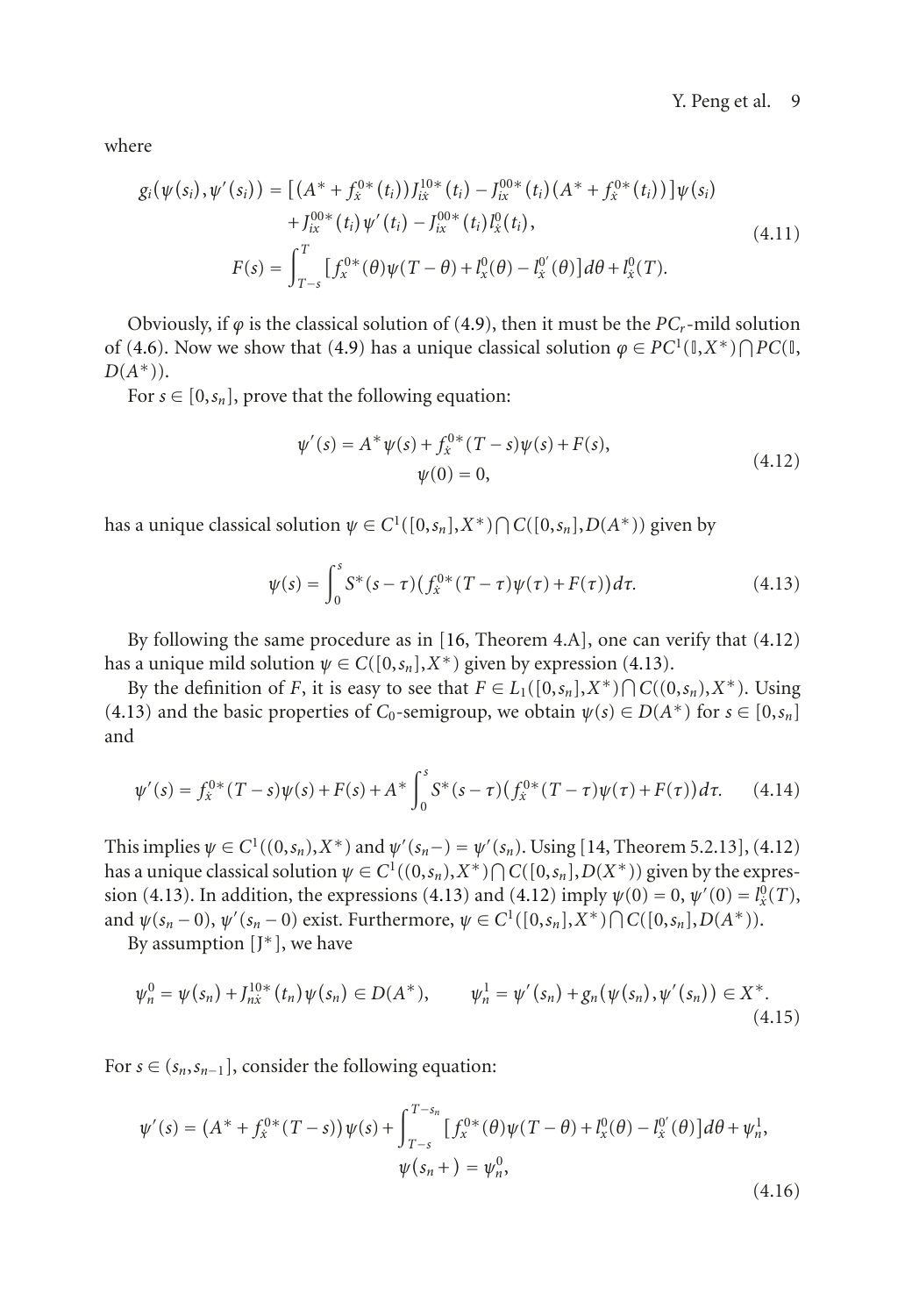where

$$
\begin{aligned}
g_i(\psi(s_i),\psi'(s_i)) = {} & \big[(A^*+f_{\dot{x}}^{0*}(t_i))J_{i\dot{x}}^{10*}(t_i) - J_{ix}^{00*}(t_i)(A^*+f_{\dot{x}}^{0*}(t_i))\big]\psi(s_i) \\
& + J_{ix}^{00*}(t_i)\psi'(t_i) - J_{ix}^{00*}(t_i) l_{\dot{x}}^{0}(t_i), \\
F(s) = {} & \int_{T-s}^{T}\big[f_x^{0*}(\theta)\psi(T-\theta)+l_x^0(\theta)-l_{\dot{x}}^{0'}(\theta)\big]d\theta + l_{\dot{x}}^{0}(T).
\end{aligned}
\tag{4.11}
$$

Obviously, if $\varphi$ is the classical solution of (4.9), then it must be the $PC_r$-mild solution of (4.6). Now we show that (4.9) has a unique classical solution $\varphi \in PC^1(\mathbb{I},X^*)\bigcap PC(\mathbb{I}, D(A^*))$.

For $s \in [0,s_n]$, prove that the following equation:

$$
\begin{aligned}
\psi'(s) &= A^*\psi(s) + f_{\dot{x}}^{0*}(T-s)\psi(s) + F(s), \\
\psi(0) &= 0,
\end{aligned}
\tag{4.12}
$$

has a unique classical solution $\psi \in C^1([0,s_n],X^*)\bigcap C([0,s_n],D(A^*))$ given by

$$
\psi(s) = \int_0^s S^*(s-\tau)\big(f_{\dot{x}}^{0*}(T-\tau)\psi(\tau)+F(\tau)\big)d\tau. \tag{4.13}
$$

By following the same procedure as in [16, Theorem 4.A], one can verify that (4.12) has a unique mild solution $\psi \in C([0,s_n],X^*)$ given by expression (4.13).

By the definition of $F$, it is easy to see that $F \in L_1([0,s_n],X^*)\bigcap C((0,s_n),X^*)$. Using (4.13) and the basic properties of $C_0$-semigroup, we obtain $\psi(s) \in D(A^*)$ for $s \in [0,s_n]$ and

$$
\psi'(s) = f_{\dot{x}}^{0*}(T-s)\psi(s) + F(s) + A^*\int_0^s S^*(s-\tau)\big(f_{\dot{x}}^{0*}(T-\tau)\psi(\tau)+F(\tau)\big)d\tau. \tag{4.14}
$$

This implies $\psi \in C^1((0,s_n),X^*)$ and $\psi'(s_n-) = \psi'(s_n)$. Using [14, Theorem 5.2.13], (4.12) has a unique classical solution $\psi \in C^1((0,s_n),X^*)\bigcap C([0,s_n],D(X^*))$ given by the expression (4.13). In addition, the expressions (4.13) and (4.12) imply $\psi(0)=0$, $\psi'(0)=l_{\dot{x}}^0(T)$, and $\psi(s_n-0)$, $\psi'(s_n-0)$ exist. Furthermore, $\psi \in C^1([0,s_n],X^*)\bigcap C([0,s_n],D(A^*))$.

By assumption [J*], we have

$$
\psi_n^0 = \psi(s_n) + J_{n\dot{x}}^{10*}(t_n)\psi(s_n) \in D(A^*), \qquad \psi_n^1 = \psi'(s_n) + g_n(\psi(s_n),\psi'(s_n)) \in X^*. \tag{4.15}
$$

For $s \in (s_n,s_{n-1}]$, consider the following equation:

$$
\begin{aligned}
\psi'(s) &= (A^*+f_{\dot{x}}^{0*}(T-s))\psi(s) + \int_{T-s}^{T-s_n}\big[f_x^{0*}(\theta)\psi(T-\theta)+l_x^0(\theta)-l_{\dot{x}}^{0'}(\theta)\big]d\theta + \psi_n^1, \\
\psi(s_n+) &= \psi_n^0,
\end{aligned}
\tag{4.16}
$$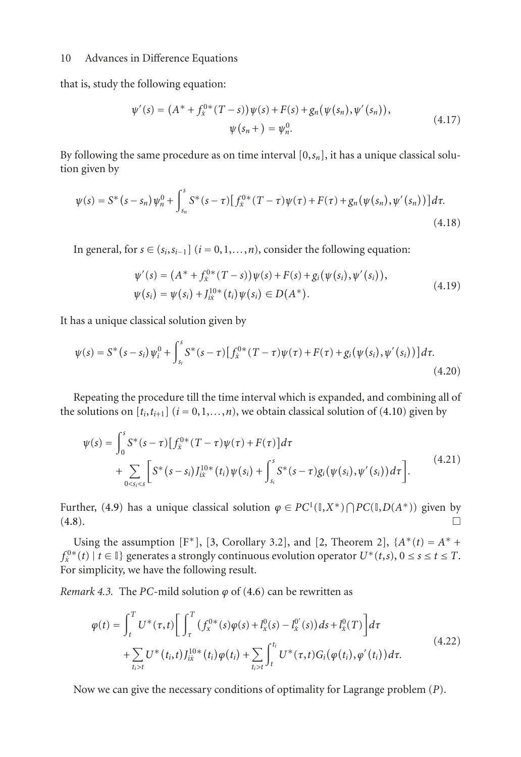that is, study the following equation:

$$
\begin{aligned}
\psi'(s) &= (A^* + f_x^{0*}(T-s))\psi(s) + F(s) + g_n(\psi(s_n), \psi'(s_n)), \\
\psi(s_n+) &= \psi_n^0.
\end{aligned}
\tag{4.17}
$$

By following the same procedure as on time interval $[0, s_n]$, it has a unique classical solution given by

$$
\psi(s) = S^*(s-s_n)\psi_n^0 + \int_{s_n}^{s} S^*(s-\tau)\left[f_x^{0*}(T-\tau)\psi(\tau) + F(\tau) + g_n(\psi(s_n), \psi'(s_n))\right]d\tau.
\tag{4.18}
$$

In general, for $s \in (s_i, s_{i-1}]$ $(i = 0, 1, \ldots, n)$, consider the following equation:

$$
\begin{aligned}
\psi'(s) &= (A^* + f_x^{0*}(T-s))\psi(s) + F(s) + g_i(\psi(s_i), \psi'(s_i)), \\
\psi(s_i) &= \psi(s_i) + J_{ix}^{10*}(t_i)\psi(s_i) \in D(A^*).
\end{aligned}
\tag{4.19}
$$

It has a unique classical solution given by

$$
\psi(s) = S^*(s-s_i)\psi_i^0 + \int_{s_i}^{s} S^*(s-\tau)\left[f_x^{0*}(T-\tau)\psi(\tau) + F(\tau) + g_i(\psi(s_i), \psi'(s_i))\right]d\tau.
\tag{4.20}
$$

Repeating the procedure till the time interval which is expanded, and combining all of the solutions on $[t_i, t_{i+1}]$ $(i = 0, 1, \ldots, n)$, we obtain classical solution of (4.10) given by

$$
\begin{aligned}
\psi(s) = &\int_0^s S^*(s-\tau)\left[f_x^{0*}(T-\tau)\psi(\tau) + F(\tau)\right]d\tau \\
&+ \sum_{0<s_i<s}\left[S^*(s-s_i)J_{ix}^{10*}(t_i)\psi(s_i) + \int_{s_i}^{s} S^*(s-\tau)g_i(\psi(s_i), \psi'(s_i))d\tau\right].
\end{aligned}
\tag{4.21}
$$

Further, (4.9) has a unique classical solution $\varphi \in PC^1(\mathbb{I}, X^*) \bigcap PC(\mathbb{I}, D(A^*))$ given by (4.8). $\square$

Using the assumption [F*], [3, Corollary 3.2], and [2, Theorem 2], $\{A^*(t) = A^* + f_x^{0*}(t) \mid t \in \mathbb{I}\}$ generates a strongly continuous evolution operator $U^*(t,s)$, $0 \le s \le t \le T$. For simplicity, we have the following result.

*Remark 4.3.* The $PC$-mild solution $\varphi$ of (4.6) can be rewritten as

$$
\begin{aligned}
\varphi(t) = &\int_t^T U^*(\tau, t)\left[\int_\tau^T \left(f_x^{0*}(s)\varphi(s) + l_x^0(s) - l_x^{0'}(s)\right)ds + l_x^0(T)\right]d\tau \\
&+ \sum_{t_i > t} U^*(t_i, t)J_{ix}^{10*}(t_i)\varphi(t_i) + \sum_{t_i > t}\int_t^{t_i} U^*(\tau, t)G_i(\varphi(t_i), \varphi'(t_i))d\tau.
\end{aligned}
\tag{4.22}
$$

Now we can give the necessary conditions of optimality for Lagrange problem $(P)$.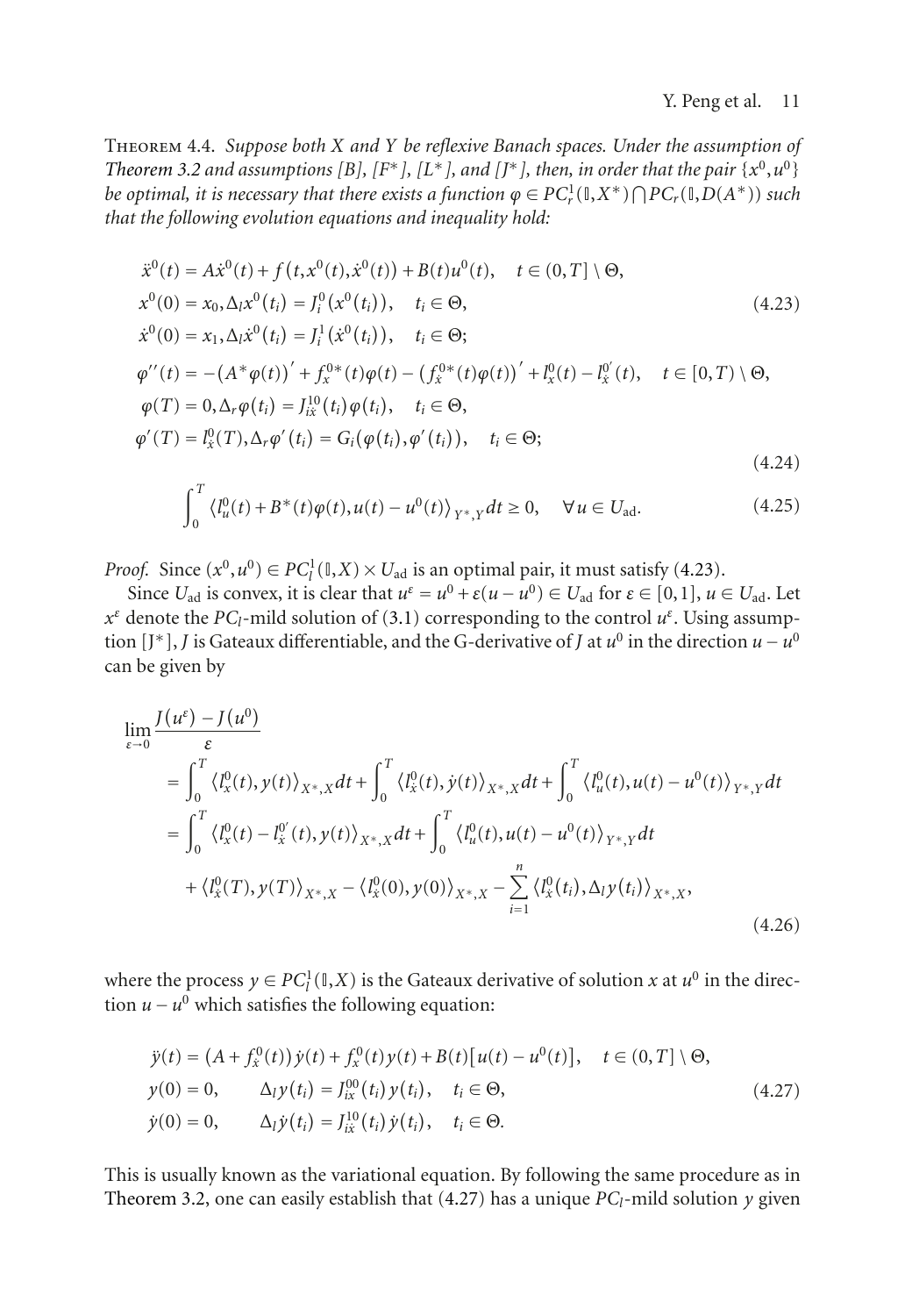Theorem 4.4. *Suppose both $X$ and $Y$ be reflexive Banach spaces. Under the assumption of Theorem 3.2 and assumptions [B], [F\*], [L\*], and [J\*], then, in order that the pair $\{x^0, u^0\}$ be optimal, it is necessary that there exists a function $\varphi \in PC_r^1(\mathbb{I}, X^*) \bigcap PC_r(\mathbb{I}, D(A^*))$ such that the following evolution equations and inequality hold:*

$$
\begin{aligned}
&\ddot{x}^0(t) = A\dot{x}^0(t) + f\big(t, x^0(t), \dot{x}^0(t)\big) + B(t)u^0(t), \quad t \in (0, T] \setminus \Theta, \\
&x^0(0) = x_0, \Delta_l x^0(t_i) = J_i^0\big(x^0(t_i)\big), \quad t_i \in \Theta, \\
&\dot{x}^0(0) = x_1, \Delta_l \dot{x}^0(t_i) = J_i^1\big(\dot{x}^0(t_i)\big), \quad t_i \in \Theta;
\end{aligned}
\tag{4.23}
$$

$$
\begin{aligned}
&\varphi''(t) = -\big(A^*\varphi(t)\big)' + f_x^{0*}(t)\varphi(t) - \big(f_{\dot{x}}^{0*}(t)\varphi(t)\big)' + l_x^0(t) - l_{\dot{x}}^{0'}(t), \quad t \in [0, T) \setminus \Theta, \\
&\varphi(T) = 0, \Delta_r \varphi(t_i) = J_{i\dot{x}}^{10}(t_i)\varphi(t_i), \quad t_i \in \Theta, \\
&\varphi'(T) = l_{\dot{x}}^0(T), \Delta_r \varphi'(t_i) = G_i\big(\varphi(t_i), \varphi'(t_i)\big), \quad t_i \in \Theta;
\end{aligned}
\tag{4.24}
$$

$$
\int_0^T \big\langle l_u^0(t) + B^*(t)\varphi(t), u(t) - u^0(t)\big\rangle_{Y^*, Y} dt \geq 0, \quad \forall u \in U_{\text{ad}}. \tag{4.25}
$$

*Proof.* Since $(x^0, u^0) \in PC_l^1(\mathbb{I}, X) \times U_{\text{ad}}$ is an optimal pair, it must satisfy (4.23).

Since $U_{\text{ad}}$ is convex, it is clear that $u^\varepsilon = u^0 + \varepsilon(u - u^0) \in U_{\text{ad}}$ for $\varepsilon \in [0, 1]$, $u \in U_{\text{ad}}$. Let $x^\varepsilon$ denote the $PC_l$-mild solution of (3.1) corresponding to the control $u^\varepsilon$. Using assumption [J\*], $J$ is Gateaux differentiable, and the G-derivative of $J$ at $u^0$ in the direction $u - u^0$ can be given by

$$
\begin{aligned}
\lim_{\varepsilon \to 0} \frac{J(u^\varepsilon) - J(u^0)}{\varepsilon}
&= \int_0^T \big\langle l_x^0(t), y(t)\big\rangle_{X^*, X} dt + \int_0^T \big\langle l_{\dot{x}}^0(t), \dot{y}(t)\big\rangle_{X^*, X} dt + \int_0^T \big\langle l_u^0(t), u(t) - u^0(t)\big\rangle_{Y^*, Y} dt \\
&= \int_0^T \big\langle l_x^0(t) - l_{\dot{x}}^{0'}(t), y(t)\big\rangle_{X^*, X} dt + \int_0^T \big\langle l_u^0(t), u(t) - u^0(t)\big\rangle_{Y^*, Y} dt \\
&\quad + \big\langle l_{\dot{x}}^0(T), y(T)\big\rangle_{X^*, X} - \big\langle l_{\dot{x}}^0(0), y(0)\big\rangle_{X^*, X} - \sum_{i=1}^n \big\langle l_{\dot{x}}^0(t_i), \Delta_l y(t_i)\big\rangle_{X^*, X},
\end{aligned}
\tag{4.26}
$$

where the process $y \in PC_l^1(\mathbb{I}, X)$ is the Gateaux derivative of solution $x$ at $u^0$ in the direction $u - u^0$ which satisfies the following equation:

$$
\begin{aligned}
&\ddot{y}(t) = \big(A + f_{\dot{x}}^0(t)\big)\dot{y}(t) + f_x^0(t)y(t) + B(t)\big[u(t) - u^0(t)\big], \quad t \in (0, T] \setminus \Theta, \\
&y(0) = 0, \qquad \Delta_l y(t_i) = J_{ix}^{00}(t_i)y(t_i), \quad t_i \in \Theta, \\
&\dot{y}(0) = 0, \qquad \Delta_l \dot{y}(t_i) = J_{i\dot{x}}^{10}(t_i)\dot{y}(t_i), \quad t_i \in \Theta.
\end{aligned}
\tag{4.27}
$$

This is usually known as the variational equation. By following the same procedure as in Theorem 3.2, one can easily establish that (4.27) has a unique $PC_l$-mild solution $y$ given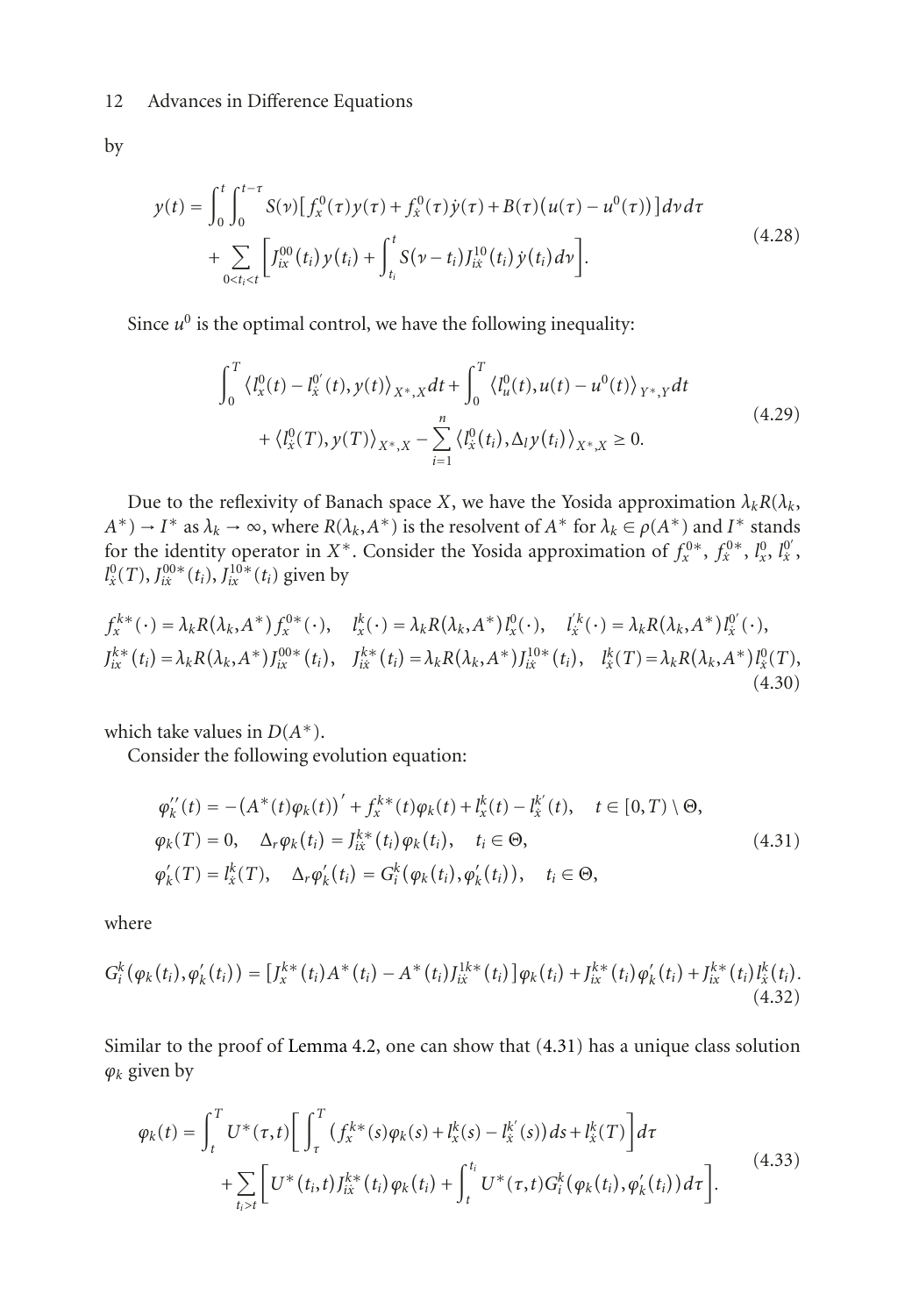by

$$
\begin{aligned}
y(t) &= \int_0^t \int_0^{t-\tau} S(\nu)\left[f_x^0(\tau)y(\tau) + f_{\dot{x}}^0(\tau)\dot{y}(\tau) + B(\tau)\left(u(\tau) - u^0(\tau)\right)\right] d\nu\, d\tau \\
&\quad + \sum_{0<t_i<t} \left[J_{ix}^{00}(t_i)y(t_i) + \int_{t_i}^t S(\nu - t_i)J_{i\dot{x}}^{10}(t_i)\dot{y}(t_i)\, d\nu\right].
\end{aligned}
\tag{4.28}
$$

Since $u^0$ is the optimal control, we have the following inequality:

$$
\begin{aligned}
&\int_0^T \left\langle l_x^0(t) - l_{\dot{x}}^{0'}(t), y(t)\right\rangle_{X^*,X} dt + \int_0^T \left\langle l_u^0(t), u(t) - u^0(t)\right\rangle_{Y^*,Y} dt \\
&\quad + \left\langle l_{\dot{x}}^0(T), y(T)\right\rangle_{X^*,X} - \sum_{i=1}^n \left\langle l_{\dot{x}}^0(t_i), \Delta_l y(t_i)\right\rangle_{X^*,X} \geq 0.
\end{aligned}
\tag{4.29}
$$

Due to the reflexivity of Banach space $X$, we have the Yosida approximation $\lambda_k R(\lambda_k, A^*) \to I^*$ as $\lambda_k \to \infty$, where $R(\lambda_k, A^*)$ is the resolvent of $A^*$ for $\lambda_k \in \rho(A^*)$ and $I^*$ stands for the identity operator in $X^*$. Consider the Yosida approximation of $f_x^{0*}$, $f_{\dot{x}}^{0*}$, $l_x^0$, $l_{\dot{x}}^{0'}$, $l_{\dot{x}}^0(T)$, $J_{ix}^{00*}(t_i)$, $J_{i\dot{x}}^{10*}(t_i)$ given by

$$
\begin{aligned}
&f_x^{k*}(\cdot) = \lambda_k R(\lambda_k, A^*) f_x^{0*}(\cdot), \quad l_x^k(\cdot) = \lambda_k R(\lambda_k, A^*) l_x^0(\cdot), \quad l_{\dot{x}}^{'k}(\cdot) = \lambda_k R(\lambda_k, A^*) l_{\dot{x}}^{0'}(\cdot), \\
&J_{ix}^{k*}(t_i) = \lambda_k R(\lambda_k, A^*) J_{ix}^{00*}(t_i), \quad J_{i\dot{x}}^{k*}(t_i) = \lambda_k R(\lambda_k, A^*) J_{i\dot{x}}^{10*}(t_i), \quad l_{\dot{x}}^k(T) = \lambda_k R(\lambda_k, A^*) l_{\dot{x}}^0(T),
\end{aligned}
\tag{4.30}
$$

which take values in $D(A^*)$.

Consider the following evolution equation:

$$
\begin{aligned}
&\varphi_k''(t) = -\left(A^*(t)\varphi_k(t)\right)' + f_x^{k*}(t)\varphi_k(t) + l_x^k(t) - l_{\dot{x}}^{k'}(t), \quad t \in [0, T) \setminus \Theta, \\
&\varphi_k(T) = 0, \quad \Delta_r \varphi_k(t_i) = J_{i\dot{x}}^{k*}(t_i)\varphi_k(t_i), \quad t_i \in \Theta, \\
&\varphi_k'(T) = l_{\dot{x}}^k(T), \quad \Delta_r \varphi_k'(t_i) = G_i^k\left(\varphi_k(t_i), \varphi_k'(t_i)\right), \quad t_i \in \Theta,
\end{aligned}
\tag{4.31}
$$

where

$$
G_i^k\left(\varphi_k(t_i), \varphi_k'(t_i)\right) = \left[J_x^{k*}(t_i)A^*(t_i) - A^*(t_i)J_{ix}^{1k*}(t_i)\right]\varphi_k(t_i) + J_{ix}^{k*}(t_i)\varphi_k'(t_i) + J_{ix}^{k*}(t_i)l_{\dot{x}}^k(t_i).
\tag{4.32}
$$

Similar to the proof of Lemma 4.2, one can show that (4.31) has a unique class solution $\varphi_k$ given by

$$
\begin{aligned}
\varphi_k(t) &= \int_t^T U^*(\tau, t)\left[\int_\tau^T \left(f_x^{k*}(s)\varphi_k(s) + l_x^k(s) - l_{\dot{x}}^{k'}(s)\right) ds + l_{\dot{x}}^k(T)\right] d\tau \\
&\quad + \sum_{t_i > t} \left[U^*(t_i, t)J_{ix}^{k*}(t_i)\varphi_k(t_i) + \int_t^{t_i} U^*(\tau, t)G_i^k\left(\varphi_k(t_i), \varphi_k'(t_i)\right) d\tau\right].
\end{aligned}
\tag{4.33}
$$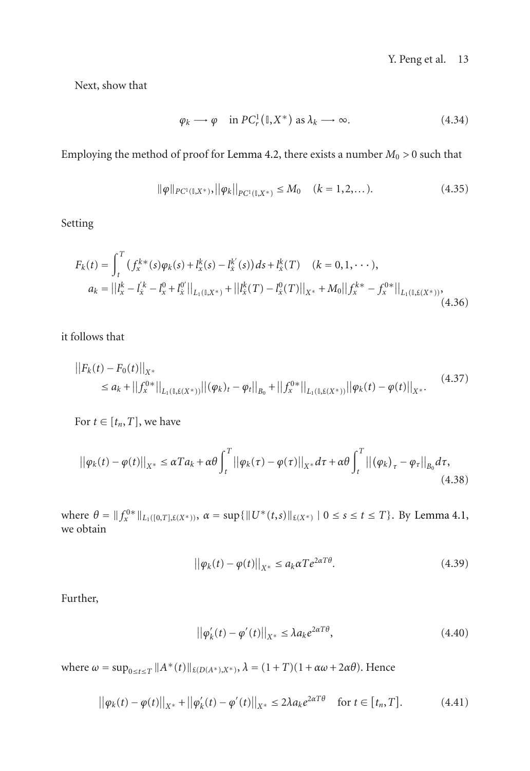Next, show that

$$\varphi_k \longrightarrow \varphi \quad \text{in } PC_r^1(\mathbb{I}, X^*) \text{ as } \lambda_k \longrightarrow \infty. \tag{4.34}$$

Employing the method of proof for Lemma 4.2, there exists a number $M_0 > 0$ such that

$$\|\varphi\|_{PC^1(\mathbb{I},X^*)}, \|\varphi_k\|_{PC^1(\mathbb{I},X^*)} \leq M_0 \quad (k = 1, 2, \dots). \tag{4.35}$$

Setting

$$\begin{aligned} F_k(t) &= \int_t^T \left( f_x^{k*}(s)\varphi_k(s) + l_x^k(s) - l_{\dot{x}}^{k'}(s) \right) ds + l_{\dot{x}}^k(T) \quad (k = 0, 1, \cdots), \\ a_k &= \|l_x^k - l_{\dot{x}}^{'k} - l_x^0 + l_{\dot{x}}^{0'}\|_{L_1(\mathbb{I},X^*)} + \|l_{\dot{x}}^k(T) - l_{\dot{x}}^0(T)\|_{X^*} + M_0 \|f_x^{k*} - f_x^{0*}\|_{L_1(\mathbb{I},\mathfrak{L}(X^*))}, \end{aligned} \tag{4.36}$$

it follows that

$$\begin{aligned} &\|F_k(t) - F_0(t)\|_{X^*} \\ &\quad \leq a_k + \|f_x^{0*}\|_{L_1(\mathbb{I},\mathfrak{L}(X^*))} \|(\varphi_k)_t - \varphi_t\|_{B_0} + \|f_x^{0*}\|_{L_1(\mathbb{I},\mathfrak{L}(X^*))} \|\varphi_k(t) - \varphi(t)\|_{X^*}. \end{aligned} \tag{4.37}$$

For $t \in [t_n, T]$, we have

$$\|\varphi_k(t) - \varphi(t)\|_{X^*} \leq \alpha T a_k + \alpha\theta \int_t^T \|\varphi_k(\tau) - \varphi(\tau)\|_{X^*} d\tau + \alpha\theta \int_t^T \|(\varphi_k)_\tau - \varphi_\tau\|_{B_0} d\tau, \tag{4.38}$$

where $\theta = \|f_x^{0*}\|_{L_1([0,T],\mathfrak{L}(X^*))}$, $\alpha = \sup\{\|U^*(t,s)\|_{\mathfrak{L}(X^*)} \mid 0 \leq s \leq t \leq T\}$. By Lemma 4.1, we obtain

$$\|\varphi_k(t) - \varphi(t)\|_{X^*} \leq a_k \alpha T e^{2\alpha T\theta}. \tag{4.39}$$

Further,

$$\|\varphi_k'(t) - \varphi'(t)\|_{X^*} \leq \lambda a_k e^{2\alpha T\theta}, \tag{4.40}$$

where $\omega = \sup_{0 \leq t \leq T} \|A^*(t)\|_{\mathfrak{L}(D(A^*),X^*)}$, $\lambda = (1+T)(1+\alpha\omega+2\alpha\theta)$. Hence

$$\|\varphi_k(t) - \varphi(t)\|_{X^*} + \|\varphi_k'(t) - \varphi'(t)\|_{X^*} \leq 2\lambda a_k e^{2\alpha T\theta} \quad \text{for } t \in [t_n, T]. \tag{4.41}$$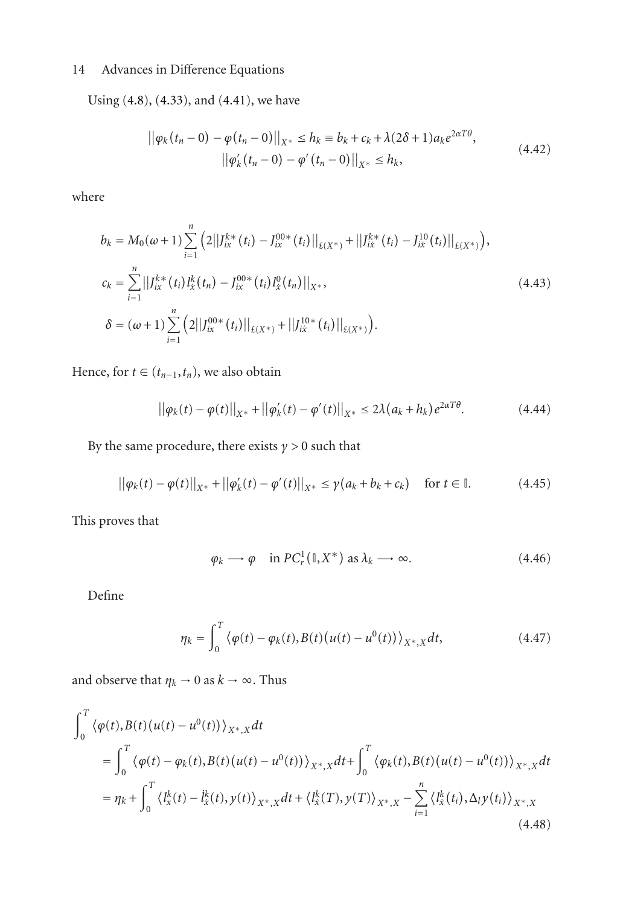Using (4.8), (4.33), and (4.41), we have

$$
\begin{gathered}
\|\varphi_k(t_n - 0) - \varphi(t_n - 0)\|_{X^*} \le h_k \equiv b_k + c_k + \lambda(2\delta + 1)a_k e^{2\alpha T\theta}, \\
\|\varphi_k'(t_n - 0) - \varphi'(t_n - 0)\|_{X^*} \le h_k,
\end{gathered} \tag{4.42}
$$

where

$$
\begin{aligned}
b_k &= M_0(\omega + 1)\sum_{i=1}^{n}\left(2\|J_{ix}^{k*}(t_i) - J_{ix}^{00*}(t_i)\|_{\mathfrak{L}(X^*)} + \|J_{i\dot{x}}^{k*}(t_i) - J_{i\dot{x}}^{10}(t_i)\|_{\mathfrak{L}(X^*)}\right), \\
c_k &= \sum_{i=1}^{n}\|J_{ix}^{k*}(t_i)l_{\dot{x}}^{k}(t_n) - J_{ix}^{00*}(t_i)l_{\dot{x}}^{0}(t_n)\|_{X^*}, \\
\delta &= (\omega + 1)\sum_{i=1}^{n}\left(2\|J_{ix}^{00*}(t_i)\|_{\mathfrak{L}(X^*)} + \|J_{i\dot{x}}^{10*}(t_i)\|_{\mathfrak{L}(X^*)}\right).
\end{aligned} \tag{4.43}
$$

Hence, for $t \in (t_{n-1}, t_n)$, we also obtain

$$
\|\varphi_k(t) - \varphi(t)\|_{X^*} + \|\varphi_k'(t) - \varphi'(t)\|_{X^*} \le 2\lambda(a_k + h_k)e^{2\alpha T\theta}. \tag{4.44}
$$

By the same procedure, there exists $\gamma > 0$ such that

$$
\|\varphi_k(t) - \varphi(t)\|_{X^*} + \|\varphi_k'(t) - \varphi'(t)\|_{X^*} \le \gamma(a_k + b_k + c_k) \quad \text{for } t \in \mathbb{I}. \tag{4.45}
$$

This proves that

$$
\varphi_k \longrightarrow \varphi \quad \text{in } PC_r^1(\mathbb{I}, X^*) \text{ as } \lambda_k \longrightarrow \infty. \tag{4.46}
$$

Define

$$
\eta_k = \int_0^T \langle \varphi(t) - \varphi_k(t), B(t)(u(t) - u^0(t))\rangle_{X^*,X}\,dt, \tag{4.47}
$$

and observe that $\eta_k \to 0$ as $k \to \infty$. Thus

$$
\begin{aligned}
&\int_0^T \langle \varphi(t), B(t)(u(t) - u^0(t))\rangle_{X^*,X}\,dt \\
&\quad= \int_0^T \langle \varphi(t) - \varphi_k(t), B(t)(u(t) - u^0(t))\rangle_{X^*,X}\,dt + \int_0^T \langle \varphi_k(t), B(t)(u(t) - u^0(t))\rangle_{X^*,X}\,dt \\
&\quad= \eta_k + \int_0^T \langle l_x^k(t) - \dot{l}_{\dot{x}}^k(t), y(t)\rangle_{X^*,X}\,dt + \langle l_{\dot{x}}^k(T), y(T)\rangle_{X^*,X} - \sum_{i=1}^{n}\langle l_{\dot{x}}^k(t_i), \Delta_l y(t_i)\rangle_{X^*,X}
\end{aligned} \tag{4.48}
$$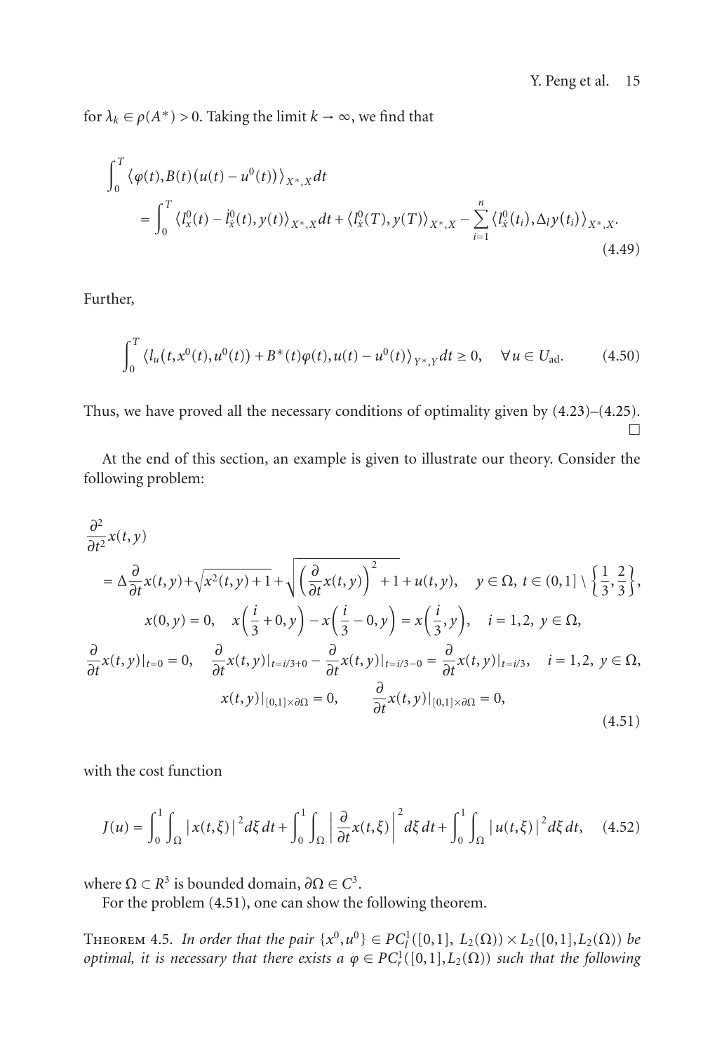for $\lambda_k \in \rho(A^*) > 0$. Taking the limit $k \to \infty$, we find that

$$
\begin{aligned}
&\int_0^T \langle \varphi(t), B(t)(u(t) - u^0(t)) \rangle_{X^*,X} dt \\
&\quad = \int_0^T \langle l_x^0(t) - \dot{l}_x^0(t), y(t) \rangle_{X^*,X} dt + \langle l_x^0(T), y(T) \rangle_{X^*,X} - \sum_{i=1}^n \langle l_x^0(t_i), \Delta_l y(t_i) \rangle_{X^*,X}.
\end{aligned}
\tag{4.49}
$$

Further,

$$
\int_0^T \langle l_u(t, x^0(t), u^0(t)) + B^*(t)\varphi(t), u(t) - u^0(t) \rangle_{Y^*,Y} dt \geq 0, \quad \forall u \in U_{\text{ad}}. \tag{4.50}
$$

Thus, we have proved all the necessary conditions of optimality given by (4.23)–(4.25). □

At the end of this section, an example is given to illustrate our theory. Consider the following problem:

$$
\begin{gathered}
\frac{\partial^2}{\partial t^2} x(t,y) \\
= \Delta \frac{\partial}{\partial t} x(t,y) + \sqrt{x^2(t,y)+1} + \sqrt{\left(\frac{\partial}{\partial t}x(t,y)\right)^2 + 1} + u(t,y), \quad y \in \Omega,\ t \in (0,1] \setminus \left\{\frac{1}{3}, \frac{2}{3}\right\}, \\
x(0,y) = 0, \quad x\left(\frac{i}{3}+0, y\right) - x\left(\frac{i}{3}-0, y\right) = x\left(\frac{i}{3}, y\right), \quad i = 1,2,\ y \in \Omega, \\
\frac{\partial}{\partial t} x(t,y)|_{t=0} = 0, \quad \frac{\partial}{\partial t} x(t,y)|_{t=i/3+0} - \frac{\partial}{\partial t} x(t,y)|_{t=i/3-0} = \frac{\partial}{\partial t} x(t,y)|_{t=i/3}, \quad i = 1,2,\ y \in \Omega, \\
x(t,y)|_{[0,1]\times\partial\Omega} = 0, \qquad \frac{\partial}{\partial t} x(t,y)|_{[0,1]\times\partial\Omega} = 0,
\end{gathered}
\tag{4.51}
$$

with the cost function

$$
J(u) = \int_0^1 \int_\Omega |x(t,\xi)|^2 d\xi\, dt + \int_0^1 \int_\Omega \left|\frac{\partial}{\partial t} x(t,\xi)\right|^2 d\xi\, dt + \int_0^1 \int_\Omega |u(t,\xi)|^2 d\xi\, dt, \tag{4.52}
$$

where $\Omega \subset R^3$ is bounded domain, $\partial\Omega \in C^3$.

For the problem (4.51), one can show the following theorem.

**Theorem 4.5.** *In order that the pair $\{x^0, u^0\} \in PC_l^1([0,1],\ L_2(\Omega)) \times L_2([0,1], L_2(\Omega))$ be optimal, it is necessary that there exists a $\varphi \in PC_r^1([0,1], L_2(\Omega))$ such that the following*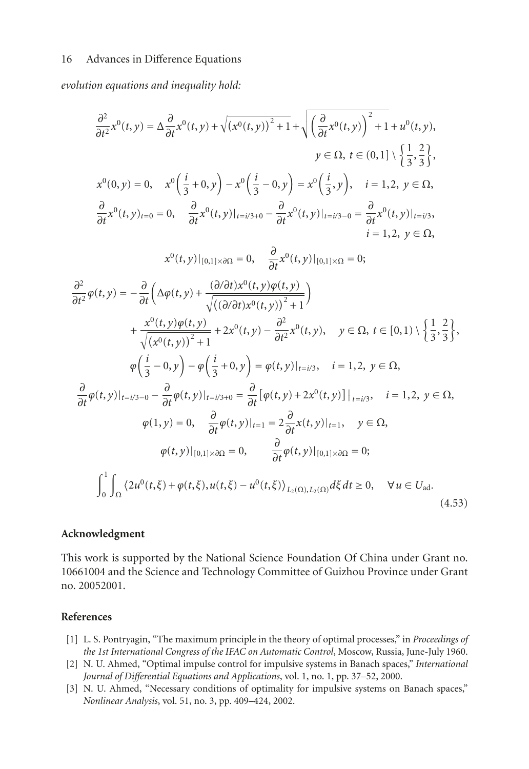*evolution equations and inequality hold:*

$$
\begin{aligned}
&\frac{\partial^2}{\partial t^2}x^0(t,y) = \Delta\frac{\partial}{\partial t}x^0(t,y) + \sqrt{\left(x^0(t,y)\right)^2+1} + \sqrt{\left(\frac{\partial}{\partial t}x^0(t,y)\right)^2+1} + u^0(t,y), \\
&\qquad\qquad\qquad\qquad\qquad\qquad\qquad\qquad y\in\Omega,\ t\in(0,1]\setminus\left\{\frac{1}{3},\frac{2}{3}\right\}, \\
&x^0(0,y)=0,\quad x^0\left(\frac{i}{3}+0,y\right)-x^0\left(\frac{i}{3}-0,y\right)=x^0\left(\frac{i}{3},y\right),\quad i=1,2,\ y\in\Omega, \\
&\frac{\partial}{\partial t}x^0(t,y)_{t=0}=0,\quad \frac{\partial}{\partial t}x^0(t,y)|_{t=i/3+0}-\frac{\partial}{\partial t}x^0(t,y)|_{t=i/3-0}=\frac{\partial}{\partial t}x^0(t,y)|_{t=i/3}, \\
&\qquad\qquad\qquad\qquad\qquad\qquad\qquad\qquad i=1,2,\ y\in\Omega, \\
&\qquad\qquad x^0(t,y)|_{[0,1]\times\partial\Omega}=0,\quad \frac{\partial}{\partial t}x^0(t,y)|_{[0,1]\times\Omega}=0; \\
&\frac{\partial^2}{\partial t^2}\varphi(t,y) = -\frac{\partial}{\partial t}\left(\Delta\varphi(t,y)+\frac{(\partial/\partial t)x^0(t,y)\varphi(t,y)}{\sqrt{\left((\partial/\partial t)x^0(t,y)\right)^2+1}}\right) \\
&\qquad + \frac{x^0(t,y)\varphi(t,y)}{\sqrt{\left(x^0(t,y)\right)^2+1}} + 2x^0(t,y) - \frac{\partial^2}{\partial t^2}x^0(t,y),\quad y\in\Omega,\ t\in[0,1)\setminus\left\{\frac{1}{3},\frac{2}{3}\right\}, \\
&\qquad \varphi\left(\frac{i}{3}-0,y\right)-\varphi\left(\frac{i}{3}+0,y\right)=\varphi(t,y)|_{t=i/3},\quad i=1,2,\ y\in\Omega, \\
&\frac{\partial}{\partial t}\varphi(t,y)|_{t=i/3-0}-\frac{\partial}{\partial t}\varphi(t,y)|_{t=i/3+0}=\frac{\partial}{\partial t}\left[\varphi(t,y)+2x^0(t,y)\right]|_{t=i/3},\quad i=1,2,\ y\in\Omega, \\
&\qquad\qquad \varphi(1,y)=0,\quad \frac{\partial}{\partial t}\varphi(t,y)|_{t=1}=2\frac{\partial}{\partial t}x(t,y)|_{t=1},\quad y\in\Omega, \\
&\qquad\qquad \varphi(t,y)|_{[0,1]\times\partial\Omega}=0,\qquad \frac{\partial}{\partial t}\varphi(t,y)|_{[0,1]\times\partial\Omega}=0; \\
&\int_0^1\int_\Omega\left\langle 2u^0(t,\xi)+\varphi(t,\xi),u(t,\xi)-u^0(t,\xi)\right\rangle_{L_2(\Omega),L_2(\Omega)}d\xi\,dt\geq 0,\quad \forall u\in U_{\mathrm{ad}}.
\end{aligned}
\tag{4.53}
$$

## Acknowledgment

This work is supported by the National Science Foundation Of China under Grant no. 10661004 and the Science and Technology Committee of Guizhou Province under Grant no. 20052001.

## References

[1] L. S. Pontryagin, "The maximum principle in the theory of optimal processes," in *Proceedings of the 1st International Congress of the IFAC on Automatic Control*, Moscow, Russia, June-July 1960.

[2] N. U. Ahmed, "Optimal impulse control for impulsive systems in Banach spaces," *International Journal of Differential Equations and Applications*, vol. 1, no. 1, pp. 37–52, 2000.

[3] N. U. Ahmed, "Necessary conditions of optimality for impulsive systems on Banach spaces," *Nonlinear Analysis*, vol. 51, no. 3, pp. 409–424, 2002.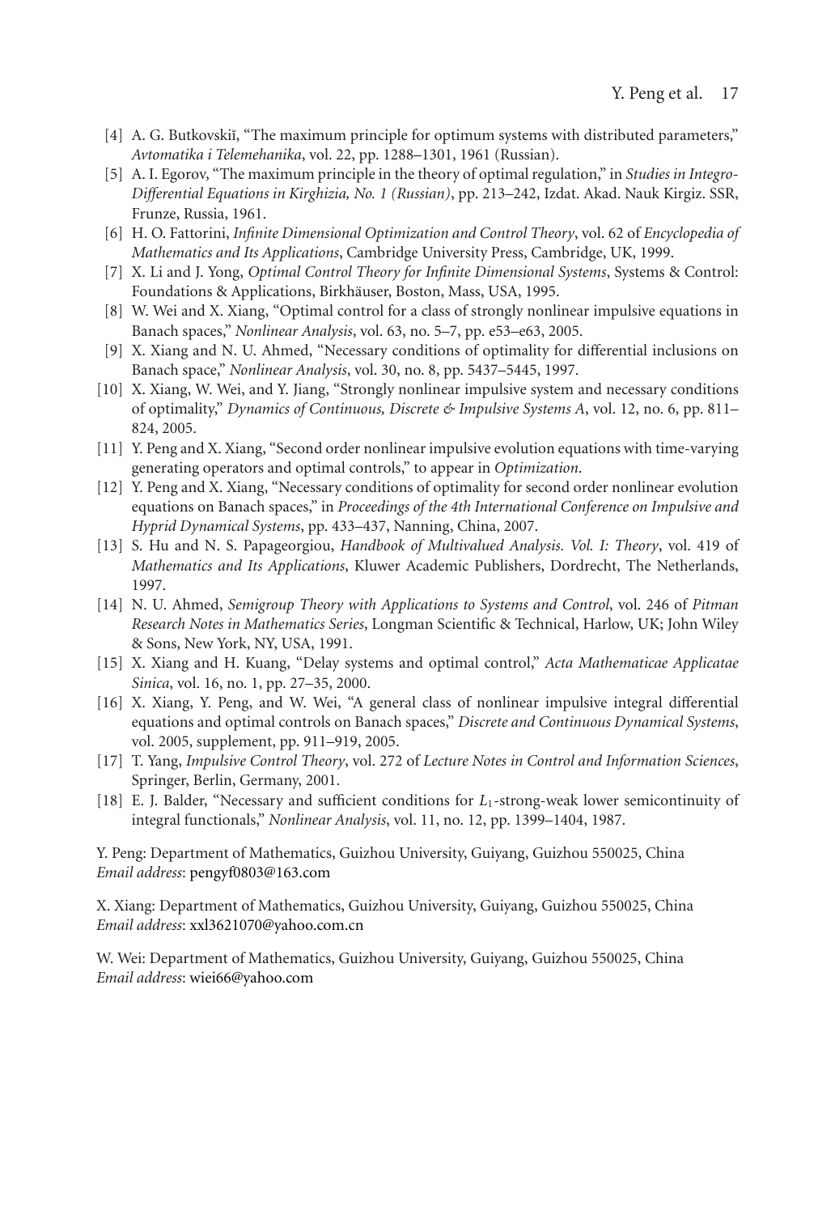[4] A. G. Butkovskiĭ, "The maximum principle for optimum systems with distributed parameters," *Avtomatika i Telemehanika*, vol. 22, pp. 1288–1301, 1961 (Russian).

[5] A. I. Egorov, "The maximum principle in the theory of optimal regulation," in *Studies in Integro-Differential Equations in Kirghizia, No. 1 (Russian)*, pp. 213–242, Izdat. Akad. Nauk Kirgiz. SSR, Frunze, Russia, 1961.

[6] H. O. Fattorini, *Infinite Dimensional Optimization and Control Theory*, vol. 62 of *Encyclopedia of Mathematics and Its Applications*, Cambridge University Press, Cambridge, UK, 1999.

[7] X. Li and J. Yong, *Optimal Control Theory for Infinite Dimensional Systems*, Systems & Control: Foundations & Applications, Birkhäuser, Boston, Mass, USA, 1995.

[8] W. Wei and X. Xiang, "Optimal control for a class of strongly nonlinear impulsive equations in Banach spaces," *Nonlinear Analysis*, vol. 63, no. 5–7, pp. e53–e63, 2005.

[9] X. Xiang and N. U. Ahmed, "Necessary conditions of optimality for differential inclusions on Banach space," *Nonlinear Analysis*, vol. 30, no. 8, pp. 5437–5445, 1997.

[10] X. Xiang, W. Wei, and Y. Jiang, "Strongly nonlinear impulsive system and necessary conditions of optimality," *Dynamics of Continuous, Discrete & Impulsive Systems A*, vol. 12, no. 6, pp. 811–824, 2005.

[11] Y. Peng and X. Xiang, "Second order nonlinear impulsive evolution equations with time-varying generating operators and optimal controls," to appear in *Optimization*.

[12] Y. Peng and X. Xiang, "Necessary conditions of optimality for second order nonlinear evolution equations on Banach spaces," in *Proceedings of the 4th International Conference on Impulsive and Hyprid Dynamical Systems*, pp. 433–437, Nanning, China, 2007.

[13] S. Hu and N. S. Papageorgiou, *Handbook of Multivalued Analysis. Vol. I: Theory*, vol. 419 of *Mathematics and Its Applications*, Kluwer Academic Publishers, Dordrecht, The Netherlands, 1997.

[14] N. U. Ahmed, *Semigroup Theory with Applications to Systems and Control*, vol. 246 of *Pitman Research Notes in Mathematics Series*, Longman Scientific & Technical, Harlow, UK; John Wiley & Sons, New York, NY, USA, 1991.

[15] X. Xiang and H. Kuang, "Delay systems and optimal control," *Acta Mathematicae Applicatae Sinica*, vol. 16, no. 1, pp. 27–35, 2000.

[16] X. Xiang, Y. Peng, and W. Wei, "A general class of nonlinear impulsive integral differential equations and optimal controls on Banach spaces," *Discrete and Continuous Dynamical Systems*, vol. 2005, supplement, pp. 911–919, 2005.

[17] T. Yang, *Impulsive Control Theory*, vol. 272 of *Lecture Notes in Control and Information Sciences*, Springer, Berlin, Germany, 2001.

[18] E. J. Balder, "Necessary and sufficient conditions for $L_1$-strong-weak lower semicontinuity of integral functionals," *Nonlinear Analysis*, vol. 11, no. 12, pp. 1399–1404, 1987.

Y. Peng: Department of Mathematics, Guizhou University, Guiyang, Guizhou 550025, China
*Email address*: pengyf0803@163.com

X. Xiang: Department of Mathematics, Guizhou University, Guiyang, Guizhou 550025, China
*Email address*: xxl3621070@yahoo.com.cn

W. Wei: Department of Mathematics, Guizhou University, Guiyang, Guizhou 550025, China
*Email address*: wiei66@yahoo.com